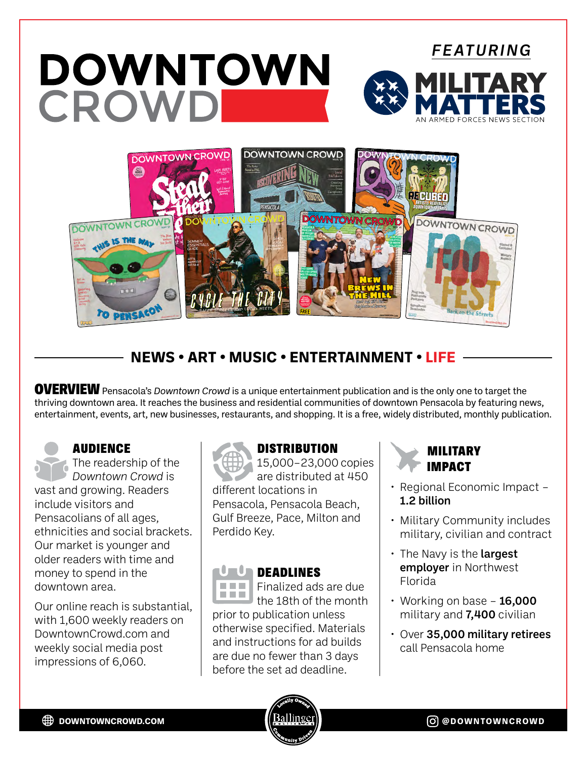# DOWNTOWN CROWD

*FEATURING*

**MILITARY MATTERS**

AN ARMED FORCES NEWS SECTION

## NEWS • ART • MUSIC • ENTERTAINMENT • LIFE

**OVERVIEW** Pensacola's *Downtown Crowd* is a unique entertainment publication and is the only one to target the thriving downtown area. It reaches the business and residential communities of downtown Pensacola by featuring news, entertainment, events, art, new businesses, restaurants, and shopping. It is a free, widely distributed, monthly publication.

### AUDIENCE

The readership of the *Downtown Crowd* is vast and growing. Readers include visitors and Pensacolians of all ages, ethnicities and social brackets. Our market is younger and older readers with time and money to spend in the downtown area.

Our online reach is substantial, with 1,600 weekly readers on DowntownCrowd.com and weekly social media post impressions of 6,060.

### DISTRIBUTION

15,000–23,000 copies are distributed at 450 different locations in Pensacola, Pensacola Beach, Gulf Breeze, Pace, Milton and Perdido Key.

### DEADLINES

Finalized ads are due the 18th of the month prior to publication unless otherwise specified. Materials and instructions for ad builds are due no fewer than 3 days before the set ad deadline.

### MILITARY IMPACT

- Regional Economic Impact – **1.2 billion**
- Military Community includes military, civilian and contract
- The Navy is the **largest employer** in Northwest Florida
- Working on base – **16,000** military and **7,400** civilian
- Over **35,000 military retirees** call Pensacola home

DOWNTOWNCROWD.COM

Locally Owned · Ballinger Publishing · Community Driven

@DOWNTOWNCROWD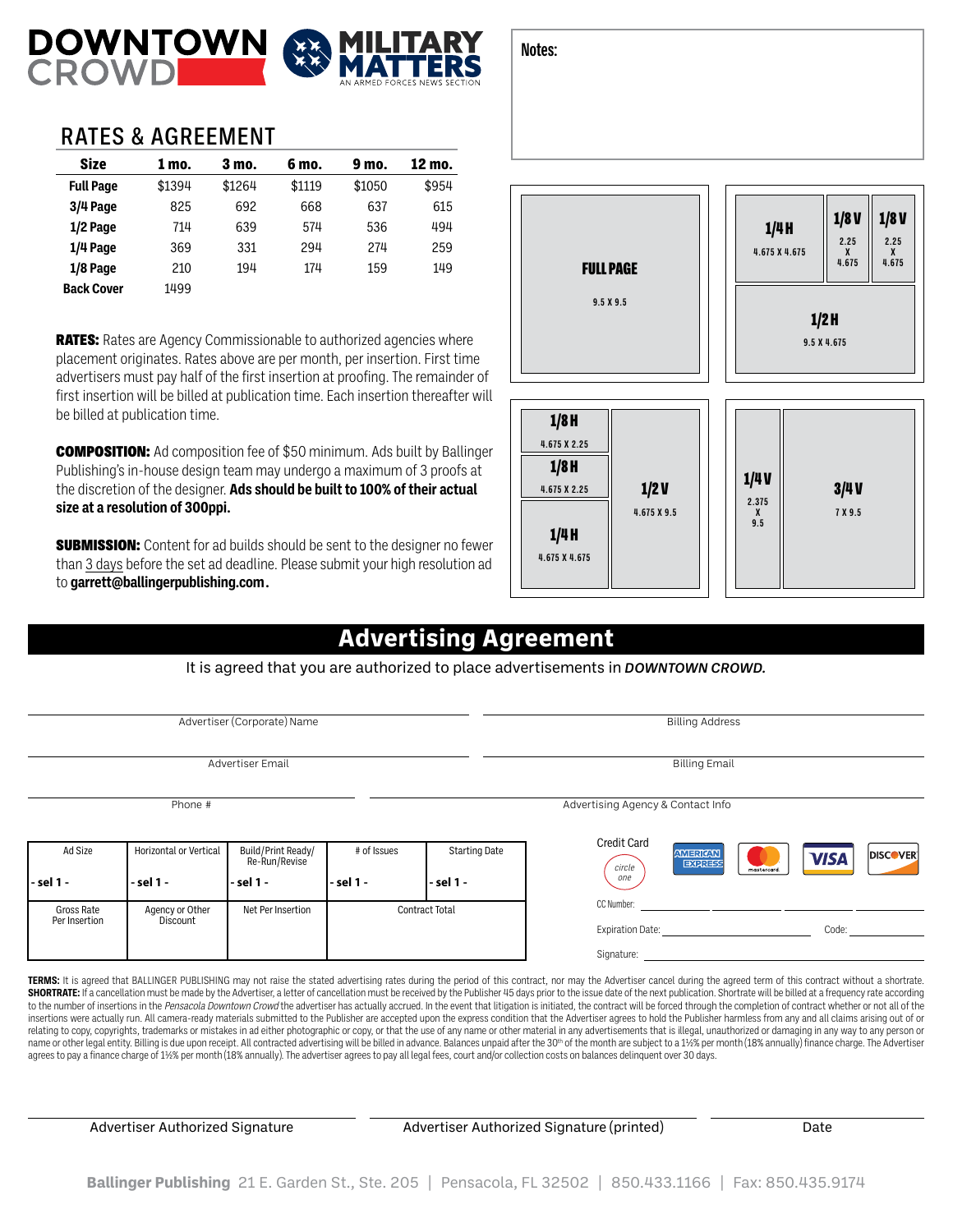# DOWNTOWN CROWD | MILITARY MATTERS — AN ARMED FORCES NEWS SECTION

Notes:

## RATES & AGREEMENT

| Size | 1 mo. | 3 mo. | 6 mo. | 9 mo. | 12 mo. |
|---|---|---|---|---|---|
| **Full Page** | $1394 | $1264 | $1119 | $1050 | $954 |
| **3/4 Page** | 825 | 692 | 668 | 637 | 615 |
| **1/2 Page** | 714 | 639 | 574 | 536 | 494 |
| **1/4 Page** | 369 | 331 | 294 | 274 | 259 |
| **1/8 Page** | 210 | 194 | 174 | 159 | 149 |
| **Back Cover** | 1499 | | | | |

**RATES:** Rates are Agency Commissionable to authorized agencies where placement originates. Rates above are per month, per insertion. First time advertisers must pay half of the first insertion at proofing. The remainder of first insertion will be billed at publication time. Each insertion thereafter will be billed at publication time.

**COMPOSITION:** Ad composition fee of $50 minimum. Ads built by Ballinger Publishing's in-house design team may undergo a maximum of 3 proofs at the discretion of the designer. **Ads should be built to 100% of their actual size at a resolution of 300ppi.**

**SUBMISSION:** Content for ad builds should be sent to the designer no fewer than 3 days before the set ad deadline. Please submit your high resolution ad to **garrett@ballingerpublishing.com.**

FULL PAGE 9.5 X 9.5

1/4 H 4.675 X 4.675

1/8 V 2.25 X 4.675

1/8 V 2.25 X 4.675

1/2 H 9.5 X 4.675

1/8 H 4.675 X 2.25

1/8 H 4.675 X 2.25

1/4 H 4.675 X 4.675

1/2 V 4.675 X 9.5

1/4 V 2.375 X 9.5

3/4 V 7 X 9.5

# Advertising Agreement

It is agreed that you are authorized to place advertisements in ***DOWNTOWN CROWD.***

Advertiser (Corporate) Name

Billing Address

Advertiser Email

Billing Email

Phone #

Advertising Agency & Contact Info

| Ad Size | Horizontal or Vertical | Build/Print Ready/ Re-Run/Revise | # of Issues | Starting Date |
|---|---|---|---|---|
| - sel 1 - | - sel 1 - | - sel 1 - | - sel 1 - | - sel 1 - |
| Gross Rate Per Insertion | Agency or Other Discount | Net Per Insertion | Contract Total | |

Credit Card (circle one): AMERICAN EXPRESS | mastercard | VISA | DISCOVER

CC Number:

Expiration Date: Code:

Signature:

**TERMS:** It is agreed that BALLINGER PUBLISHING may not raise the stated advertising rates during the period of this contract, nor may the Advertiser cancel during the agreed term of this contract without a shortrate. **SHORTRATE:** If a cancellation must be made by the Advertiser, a letter of cancellation must be received by the Publisher 45 days prior to the issue date of the next publication. Shortrate will be billed at a frequency rate according to the number of insertions in the *Pensacola Downtown Crowd* the advertiser has actually accrued. In the event that litigation is initiated, the contract will be forced through the completion of contract whether or not all of the insertions were actually run. All camera-ready materials submitted to the Publisher are accepted upon the express condition that the Advertiser agrees to hold the Publisher harmless from any and all claims arising out of or relating to copy, copyrights, trademarks or mistakes in ad either photographic or copy, or that the use of any name or other material in any advertisements that is illegal, unauthorized or damaging in any way to any person or name or other legal entity. Billing is due upon receipt. All contracted advertising will be billed in advance. Balances unpaid after the 30th of the month are subject to a 1½% per month (18% annually) finance charge. The Advertiser agrees to pay a finance charge of 1½% per month (18% annually). The advertiser agrees to pay all legal fees, court and/or collection costs on balances delinquent over 30 days.

Advertiser Authorized Signature

Advertiser Authorized Signature (printed)

Date

**Ballinger Publishing** 21 E. Garden St., Ste. 205 | Pensacola, FL 32502 | 850.433.1166 | Fax: 850.435.9174